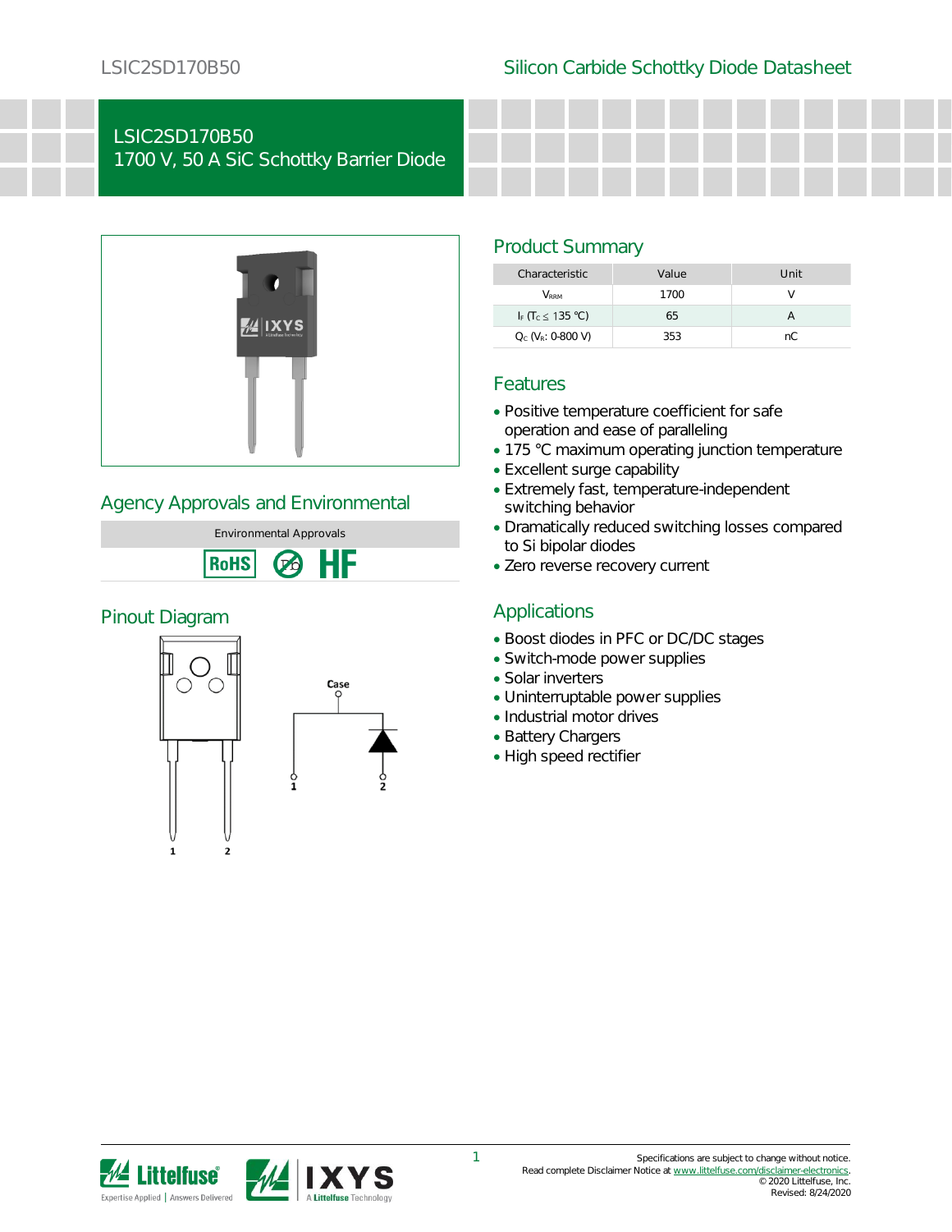# LSIC2SD170B50

## 1700 V, 50 A SiC Schottky Barrier Diode

## Product Summary

| Characteristic | Value | Unit |
|---|---|---|
| $V_{RRM}$ | 1700 | V |
| $I_F$ ($T_C \leq$ 135 °C) | 65 | A |
| $Q_C$ ($V_R$: 0-800 V) | 353 | nC |

## Features

- Positive temperature coefficient for safe operation and ease of paralleling
- 175 °C maximum operating junction temperature
- Excellent surge capability
- Extremely fast, temperature-independent switching behavior
- Dramatically reduced switching losses compared to Si bipolar diodes
- Zero reverse recovery current

## Agency Approvals and Environmental

| Environmental Approvals |
|---|
| RoHS, Pb-free, HF |

## Applications

- Boost diodes in PFC or DC/DC stages
- Switch-mode power supplies
- Solar inverters
- Uninterruptable power supplies
- Industrial motor drives
- Battery Chargers
- High speed rectifier

## Pinout Diagram

Case

1 2

Specifications are subject to change without notice.
Read complete Disclaimer Notice at www.littelfuse.com/disclaimer-electronics.
© 2020 Littelfuse, Inc.
Revised: 8/24/2020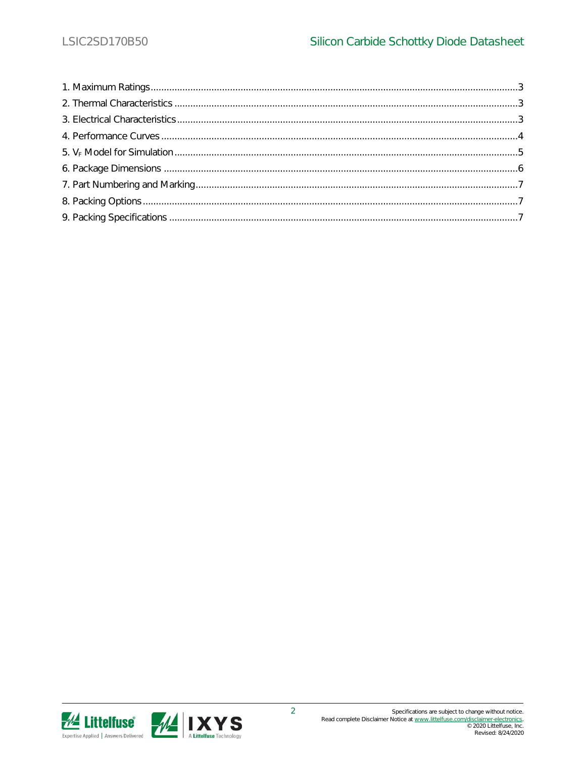1. Maximum Ratings........................................................................................................3
2. Thermal Characteristics ..............................................................................................3
3. Electrical Characteristics.............................................................................................3
4. Performance Curves ....................................................................................................4
5. $V_F$ Model for Simulation..........................................................................................5
6. Package Dimensions ..................................................................................................6
7. Part Numbering and Marking......................................................................................7
8. Packing Options..........................................................................................................7
9. Packing Specifications ................................................................................................7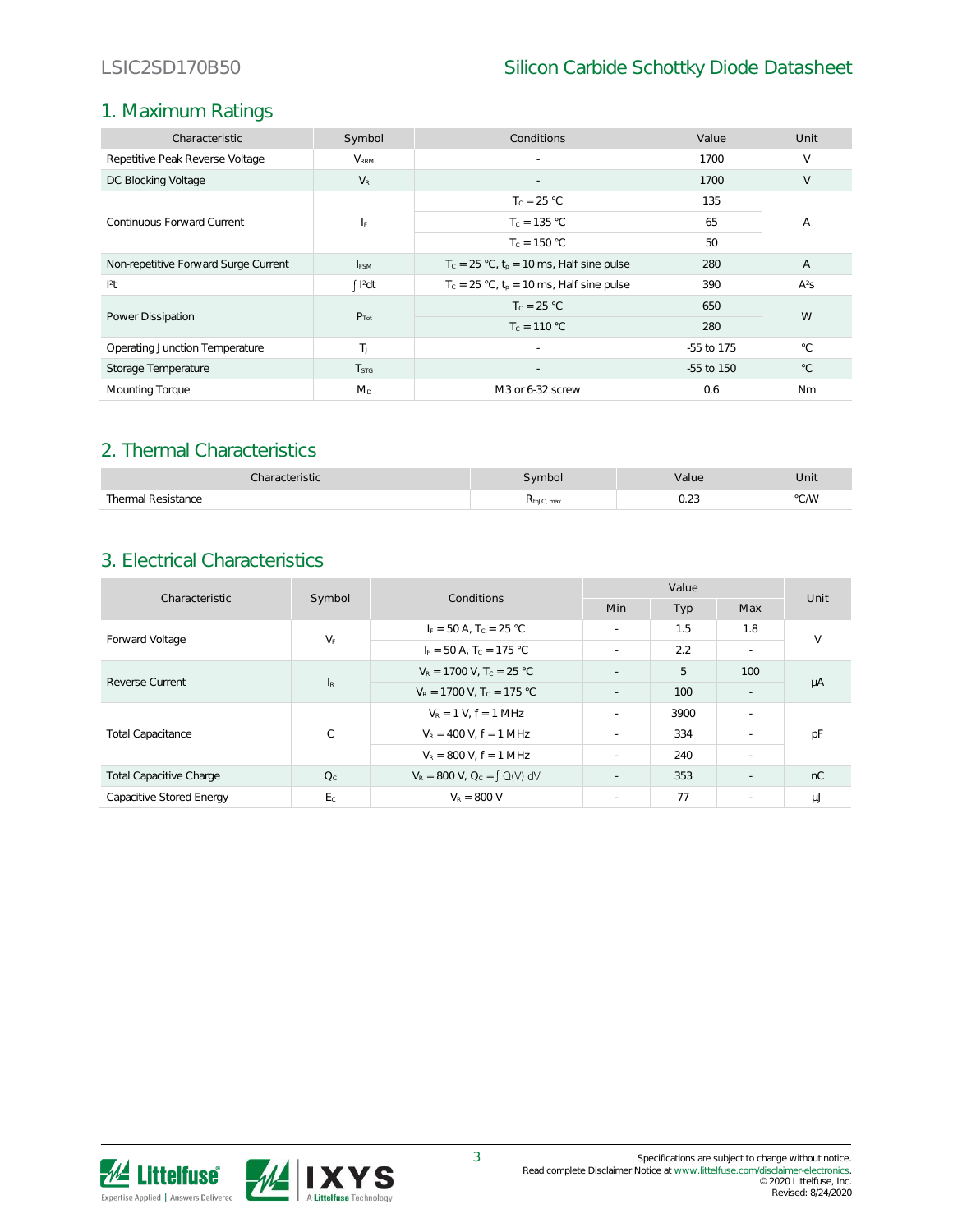## 1. Maximum Ratings

| Characteristic | Symbol | Conditions | Value | Unit |
|---|---|---|---|---|
| Repetitive Peak Reverse Voltage | $V_{RRM}$ | - | 1700 | V |
| DC Blocking Voltage | $V_R$ | - | 1700 | V |
| Continuous Forward Current | $I_F$ | $T_C$ = 25 °C | 135 | A |
| | | $T_C$ = 135 °C | 65 | |
| | | $T_C$ = 150 °C | 50 | |
| Non-repetitive Forward Surge Current | $I_{FSM}$ | $T_C$ = 25 °C, $t_p$ = 10 ms, Half sine pulse | 280 | A |
| $I^2t$ | $\int I^2 dt$ | $T_C$ = 25 °C, $t_p$ = 10 ms, Half sine pulse | 390 | $A^2s$ |
| Power Dissipation | $P_{Tot}$ | $T_C$ = 25 °C | 650 | W |
| | | $T_C$ = 110 °C | 280 | |
| Operating Junction Temperature | $T_J$ | - | -55 to 175 | °C |
| Storage Temperature | $T_{STG}$ | - | -55 to 150 | °C |
| Mounting Torque | $M_D$ | M3 or 6-32 screw | 0.6 | Nm |

## 2. Thermal Characteristics

| Characteristic | Symbol | Value | Unit |
|---|---|---|---|
| Thermal Resistance | $R_{thJC, max}$ | 0.23 | °C/W |

## 3. Electrical Characteristics

| Characteristic | Symbol | Conditions | Value | | | Unit |
|---|---|---|---|---|---|---|
| | | | Min | Typ | Max | |
| Forward Voltage | $V_F$ | $I_F$ = 50 A, $T_C$ = 25 °C | - | 1.5 | 1.8 | V |
| | | $I_F$ = 50 A, $T_C$ = 175 °C | - | 2.2 | - | |
| Reverse Current | $I_R$ | $V_R$ = 1700 V, $T_C$ = 25 °C | - | 5 | 100 | μA |
| | | $V_R$ = 1700 V, $T_C$ = 175 °C | - | 100 | - | |
| Total Capacitance | C | $V_R$ = 1 V, f = 1 MHz | - | 3900 | - | pF |
| | | $V_R$ = 400 V, f = 1 MHz | - | 334 | - | |
| | | $V_R$ = 800 V, f = 1 MHz | - | 240 | - | |
| Total Capacitive Charge | $Q_C$ | $V_R$ = 800 V, $Q_C = \int Q(V)\, dV$ | - | 353 | - | nC |
| Capacitive Stored Energy | $E_C$ | $V_R$ = 800 V | - | 77 | - | μJ |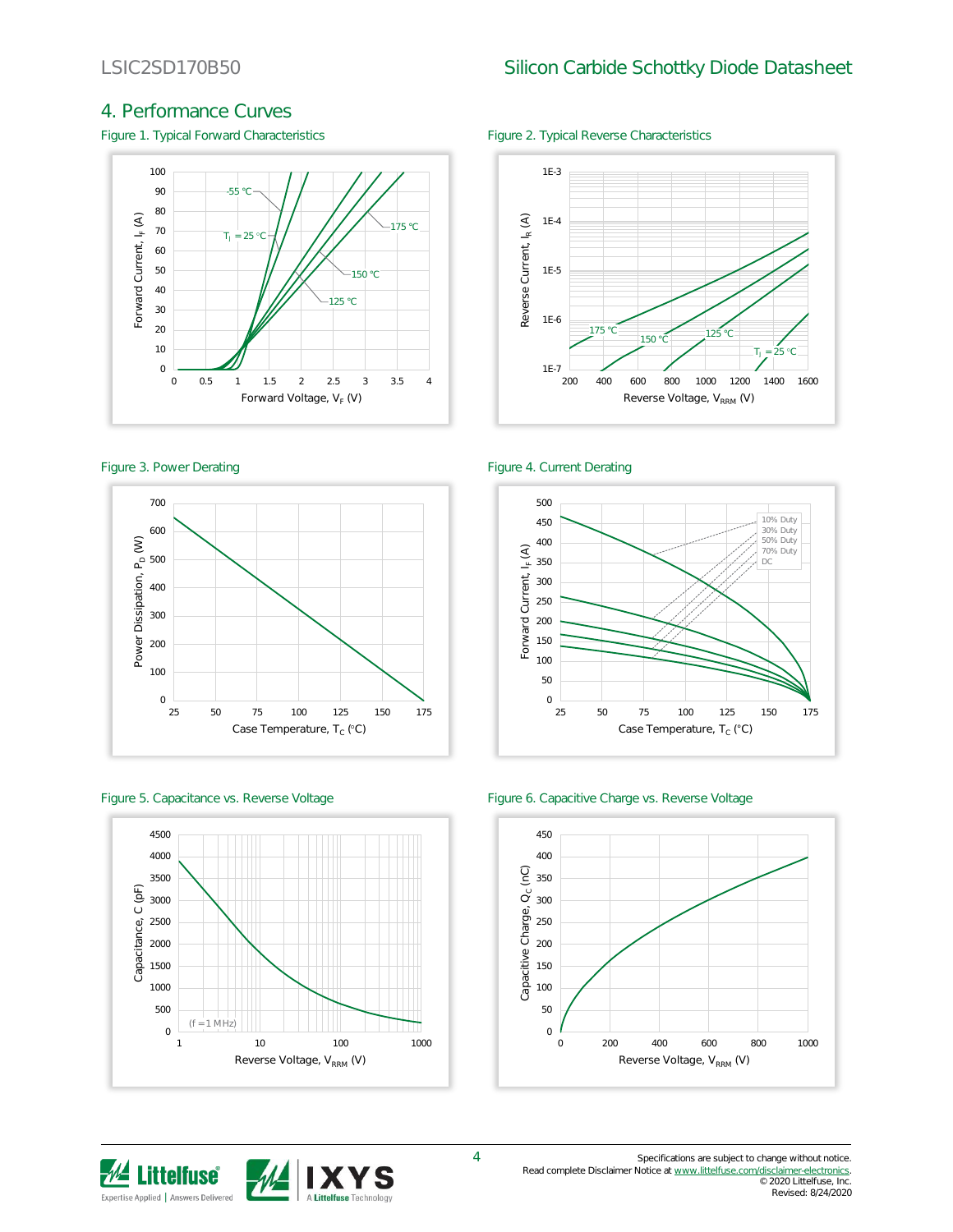## 4. Performance Curves

Figure 1. Typical Forward Characteristics

Figure 2. Typical Reverse Characteristics

Figure 3. Power Derating

Figure 4. Current Derating

Figure 5. Capacitance vs. Reverse Voltage

Figure 6. Capacitive Charge vs. Reverse Voltage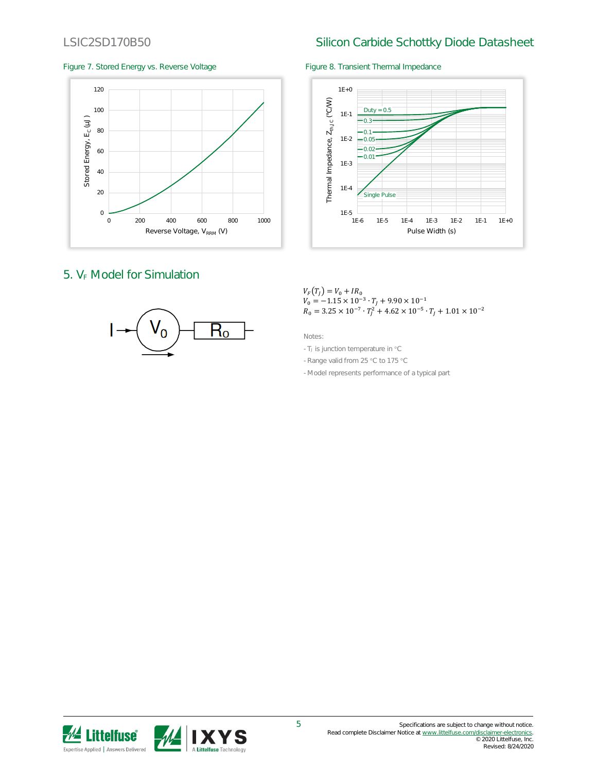Figure 7. Stored Energy vs. Reverse Voltage

Figure 8. Transient Thermal Impedance

## 5. $V_F$ Model for Simulation

$$V_F(T_J) = V_0 + IR_0$$
$$V_0 = -1.15 \times 10^{-3} \cdot T_J + 9.90 \times 10^{-1}$$
$$R_0 = 3.25 \times 10^{-7} \cdot T_J^2 + 4.62 \times 10^{-5} \cdot T_J + 1.01 \times 10^{-2}$$

Notes:

- $T_J$ is junction temperature in °C
- Range valid from 25 °C to 175 °C
- Model represents performance of a typical part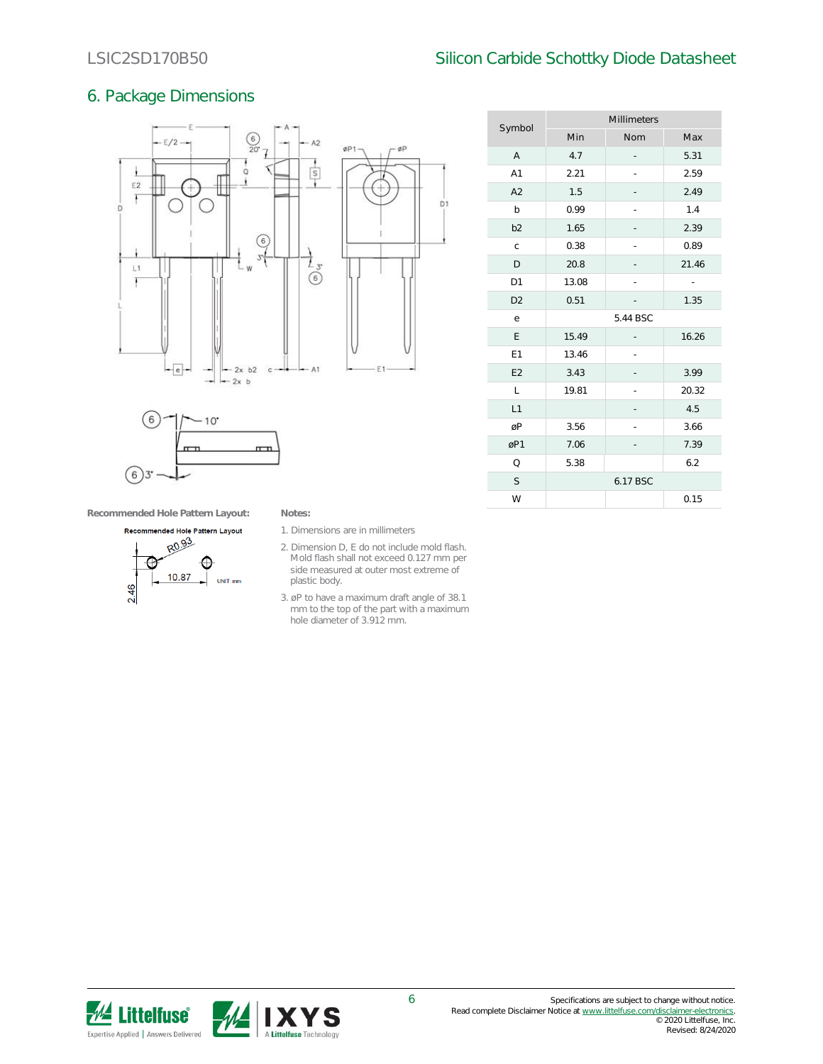## 6. Package Dimensions

| Symbol | Millimeters | | |
|---|---|---|---|
| | Min | Nom | Max |
| A | 4.7 | - | 5.31 |
| A1 | 2.21 | - | 2.59 |
| A2 | 1.5 | - | 2.49 |
| b | 0.99 | - | 1.4 |
| b2 | 1.65 | - | 2.39 |
| c | 0.38 | - | 0.89 |
| D | 20.8 | - | 21.46 |
| D1 | 13.08 | - | - |
| D2 | 0.51 | - | 1.35 |
| e | 5.44 BSC | | |
| E | 15.49 | - | 16.26 |
| E1 | 13.46 | - | |
| E2 | 3.43 | - | 3.99 |
| L | 19.81 | - | 20.32 |
| L1 | | - | 4.5 |
| øP | 3.56 | - | 3.66 |
| øP1 | 7.06 | - | 7.39 |
| Q | 5.38 | | 6.2 |
| S | 6.17 BSC | | |
| W | | | 0.15 |

**Recommended Hole Pattern Layout:**

Recommended Hole Pattern Layout

R0.93

10.87

2.46

UNIT: mm

**Notes:**

1. Dimensions are in millimeters
2. Dimension D, E do not include mold flash. Mold flash shall not exceed 0.127 mm per side measured at outer most extreme of plastic body.
3. øP to have a maximum draft angle of 38.1 mm to the top of the part with a maximum hole diameter of 3.912 mm.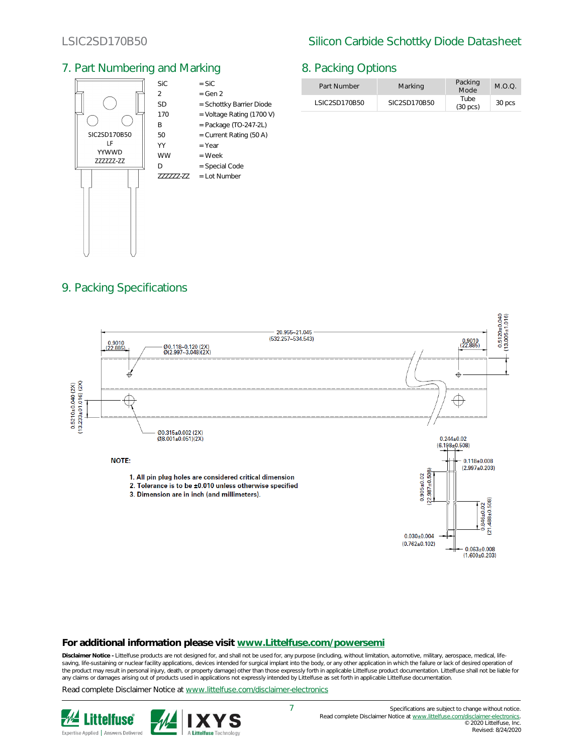## 7. Part Numbering and Marking

SIC2SD170B50
LF
YYWWD
ZZZZZZ-ZZ

| | |
|---|---|
| SiC | = SiC |
| 2 | = Gen 2 |
| SD | = Schottky Barrier Diode |
| 170 | = Voltage Rating (1700 V) |
| B | = Package (TO-247-2L) |
| 50 | = Current Rating (50 A) |
| YY | = Year |
| WW | = Week |
| D | = Special Code |
| ZZZZZZ-ZZ | = Lot Number |

## 8. Packing Options

| Part Number | Marking | Packing Mode | M.O.Q. |
|---|---|---|---|
| LSIC2SD170B50 | SIC2SD170B50 | Tube (30 pcs) | 30 pcs |

## 9. Packing Specifications

20.955~21.045
(532.257~534.543)
0.9010
(22.885)
Ø0.118~0.120 (2X)
Ø(2.997~3.048)(2X)
0.9010
(22.885)
0.5120±0.040
(13.005±1.016)
0.5210±0.040 (2X)
(13.233±01.016) (2X)
Ø0.315±0.002 (2X)
Ø(8.001±0.051)(2X)
0.244±0.02
(6.198±0.508)
0.118±0.008
(2.997±0.203)
0.905±0.02
(22.987±0.508)
0.846±0.02
(21.488±0.508)
0.030±0.004
(0.762±0.102)
0.063±0.008
(1.600±0.203)

**NOTE:**

1. All pin plug holes are considered critical dimension
2. Tolerance is to be ±0.010 unless otherwise specified
3. Dimension are in inch (and millimeters).

**For additional information please visit www.Littelfuse.com/powersemi**

**Disclaimer Notice -** Littelfuse products are not designed for, and shall not be used for, any purpose (including, without limitation, automotive, military, aerospace, medical, life-saving, life-sustaining or nuclear facility applications, devices intended for surgical implant into the body, or any other application in which the failure or lack of desired operation of the product may result in personal injury, death, or property damage) other than those expressly forth in applicable Littelfuse product documentation. Littelfuse shall not be liable for any claims or damages arising out of products used in applications not expressly intended by Littelfuse as set forth in applicable Littelfuse documentation.

Read complete Disclaimer Notice at www.littelfuse.com/disclaimer-electronics

Specifications are subject to change without notice.
Read complete Disclaimer Notice at www.littelfuse.com/disclaimer-electronics.
© 2020 Littelfuse, Inc.
Revised: 8/24/2020